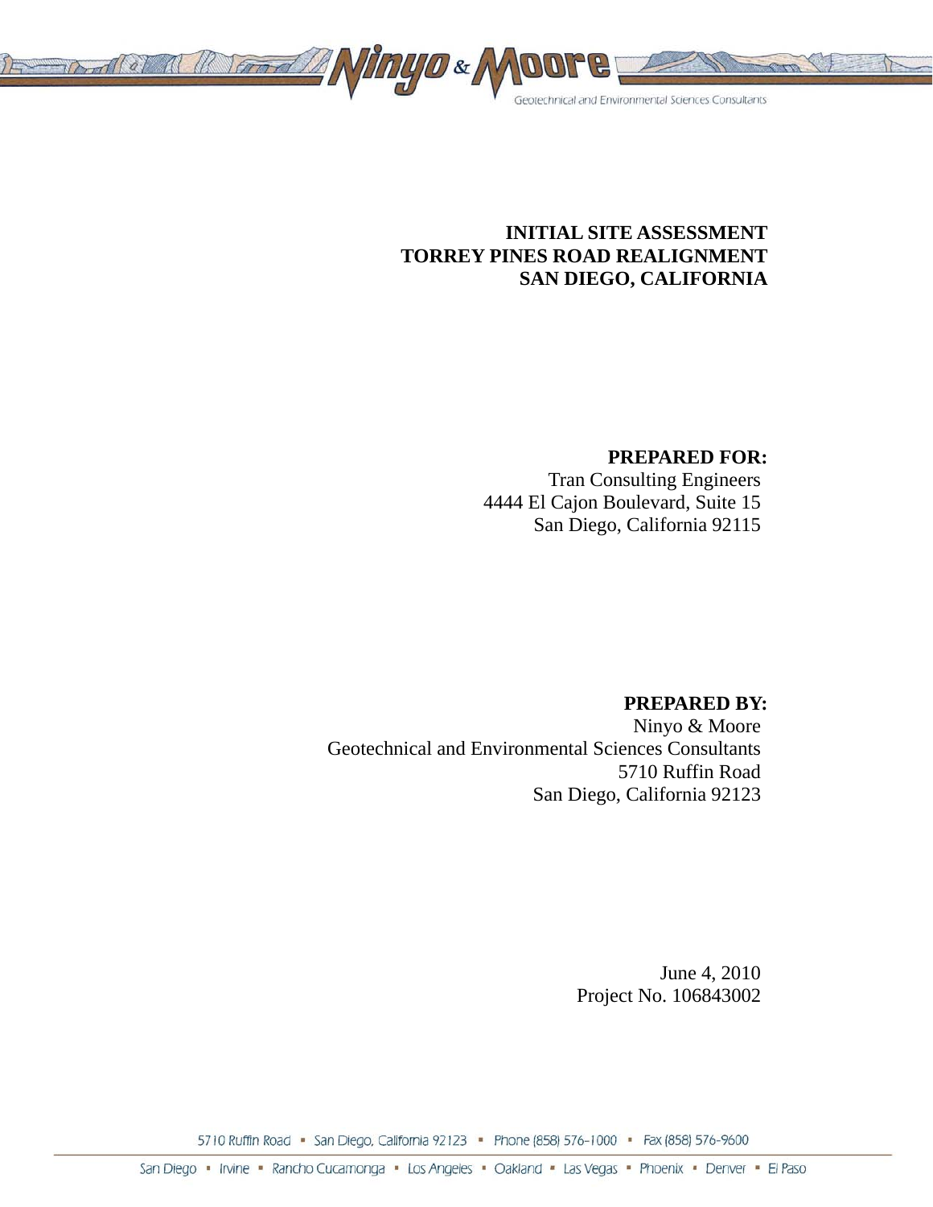# INITIAL SITE ASSESSMENT
# TORREY PINES ROAD REALIGNMENT
# SAN DIEGO, CALIFORNIA

**PREPARED FOR:**

Tran Consulting Engineers
4444 El Cajon Boulevard, Suite 15
San Diego, California 92115

**PREPARED BY:**

Ninyo & Moore
Geotechnical and Environmental Sciences Consultants
5710 Ruffin Road
San Diego, California 92123

June 4, 2010
Project No. 106843002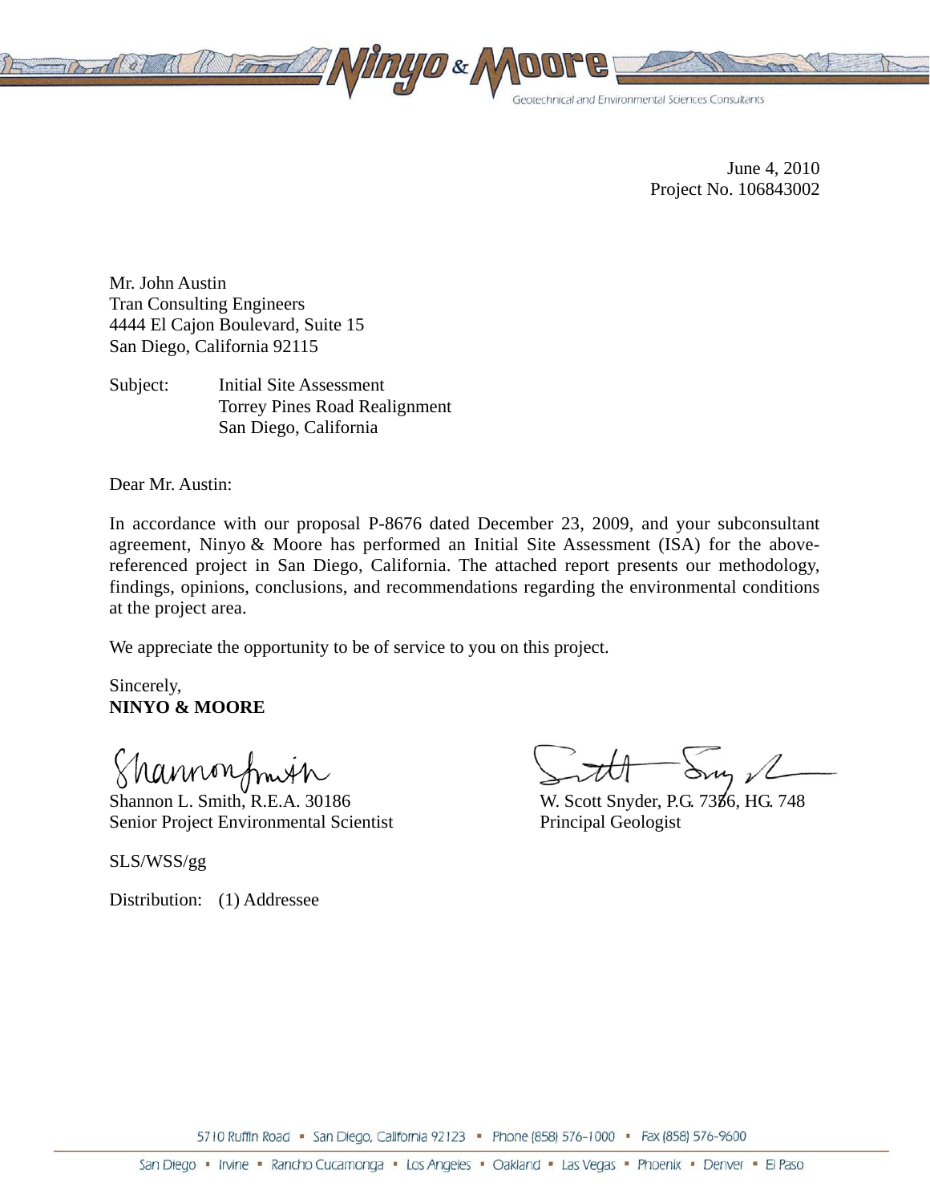June 4, 2010
Project No. 106843002

Mr. John Austin
Tran Consulting Engineers
4444 El Cajon Boulevard, Suite 15
San Diego, California 92115

Subject: Initial Site Assessment
Torrey Pines Road Realignment
San Diego, California

Dear Mr. Austin:

In accordance with our proposal P-8676 dated December 23, 2009, and your subconsultant agreement, Ninyo & Moore has performed an Initial Site Assessment (ISA) for the above-referenced project in San Diego, California. The attached report presents our methodology, findings, opinions, conclusions, and recommendations regarding the environmental conditions at the project area.

We appreciate the opportunity to be of service to you on this project.

Sincerely,
**NINYO & MOORE**

Shannon L. Smith, R.E.A. 30186
Senior Project Environmental Scientist

W. Scott Snyder, P.G. 7356, HG. 748
Principal Geologist

SLS/WSS/gg

Distribution: (1) Addressee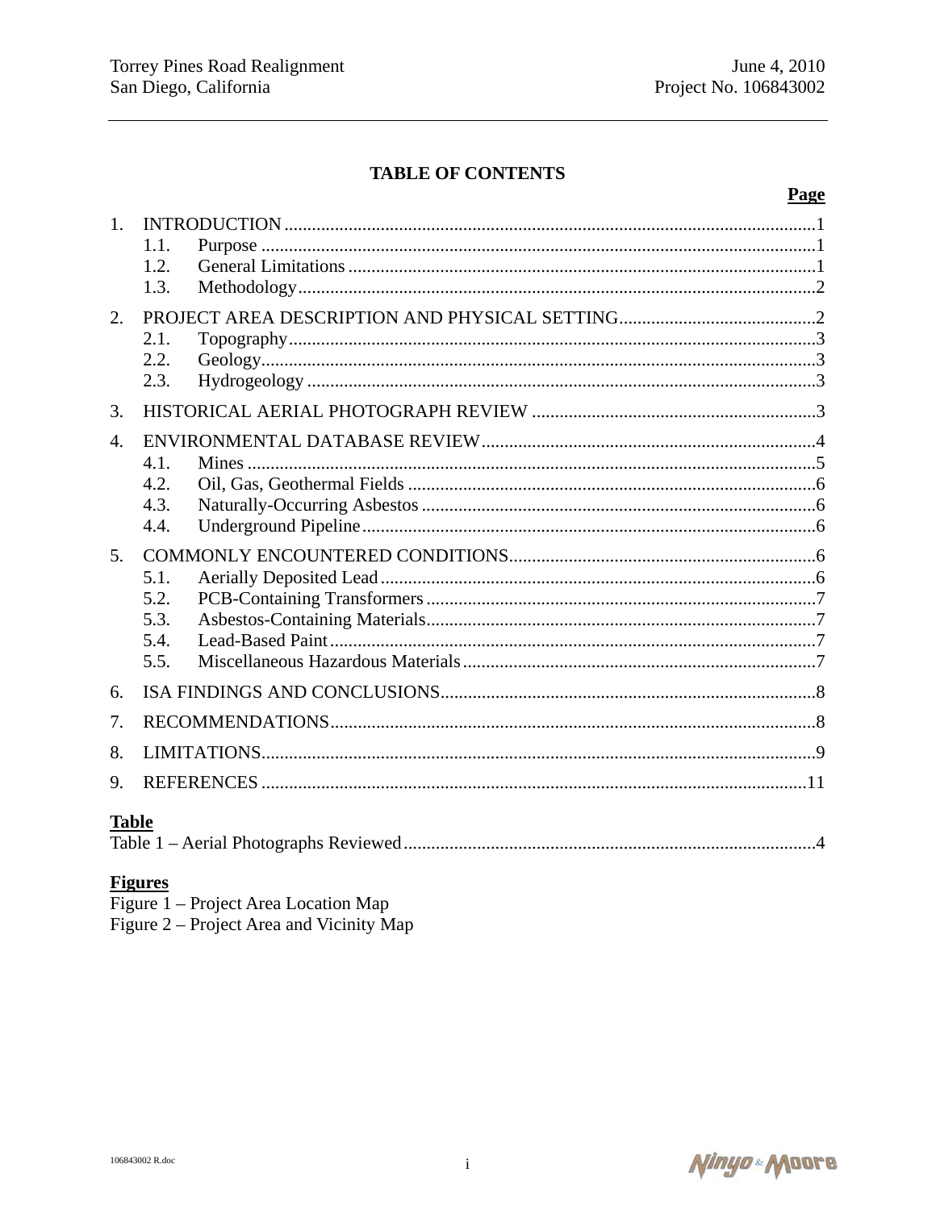## TABLE OF CONTENTS

| | | Page |
|---|---|---|
| 1. | INTRODUCTION | 1 |
| | 1.1. Purpose | 1 |
| | 1.2. General Limitations | 1 |
| | 1.3. Methodology | 2 |
| 2. | PROJECT AREA DESCRIPTION AND PHYSICAL SETTING | 2 |
| | 2.1. Topography | 3 |
| | 2.2. Geology | 3 |
| | 2.3. Hydrogeology | 3 |
| 3. | HISTORICAL AERIAL PHOTOGRAPH REVIEW | 3 |
| 4. | ENVIRONMENTAL DATABASE REVIEW | 4 |
| | 4.1. Mines | 5 |
| | 4.2. Oil, Gas, Geothermal Fields | 6 |
| | 4.3. Naturally-Occurring Asbestos | 6 |
| | 4.4. Underground Pipeline | 6 |
| 5. | COMMONLY ENCOUNTERED CONDITIONS | 6 |
| | 5.1. Aerially Deposited Lead | 6 |
| | 5.2. PCB-Containing Transformers | 7 |
| | 5.3. Asbestos-Containing Materials | 7 |
| | 5.4. Lead-Based Paint | 7 |
| | 5.5. Miscellaneous Hazardous Materials | 7 |
| 6. | ISA FINDINGS AND CONCLUSIONS | 8 |
| 7. | RECOMMENDATIONS | 8 |
| 8. | LIMITATIONS | 9 |
| 9. | REFERENCES | 11 |

**Table**

Table 1 – Aerial Photographs Reviewed ........ 4

**Figures**

Figure 1 – Project Area Location Map

Figure 2 – Project Area and Vicinity Map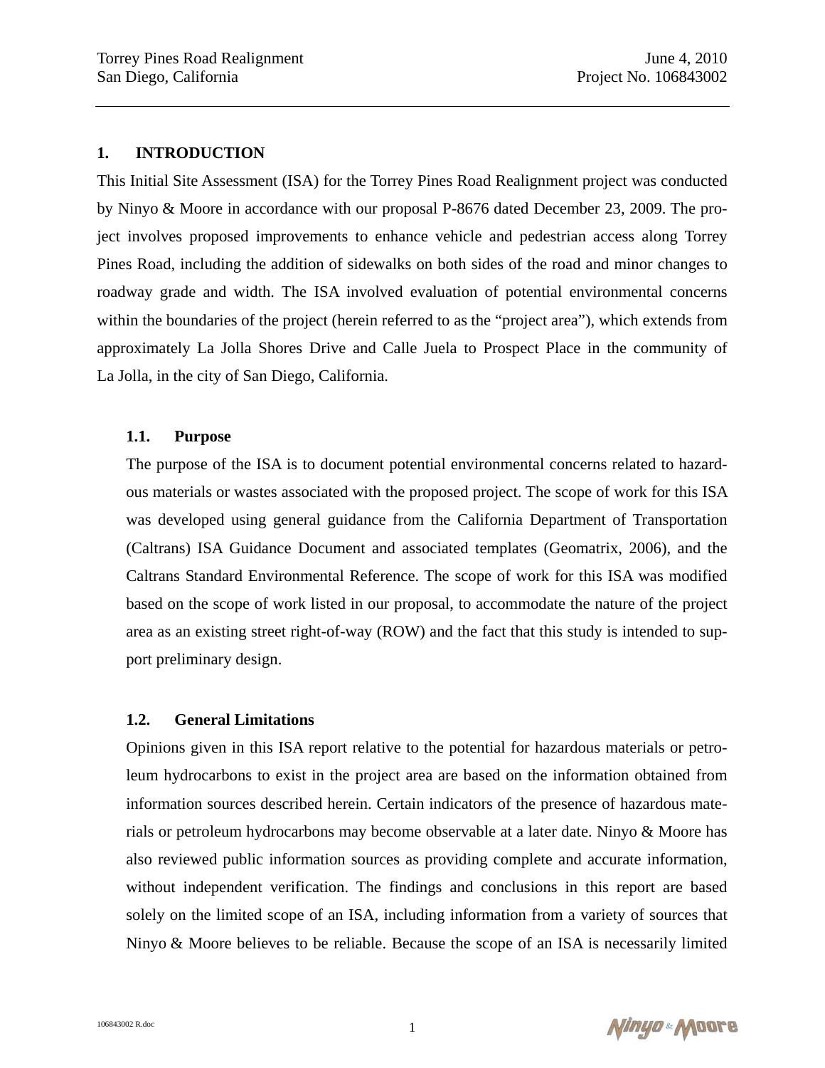# 1. INTRODUCTION

This Initial Site Assessment (ISA) for the Torrey Pines Road Realignment project was conducted by Ninyo & Moore in accordance with our proposal P-8676 dated December 23, 2009. The project involves proposed improvements to enhance vehicle and pedestrian access along Torrey Pines Road, including the addition of sidewalks on both sides of the road and minor changes to roadway grade and width. The ISA involved evaluation of potential environmental concerns within the boundaries of the project (herein referred to as the "project area"), which extends from approximately La Jolla Shores Drive and Calle Juela to Prospect Place in the community of La Jolla, in the city of San Diego, California.

## 1.1. Purpose

The purpose of the ISA is to document potential environmental concerns related to hazardous materials or wastes associated with the proposed project. The scope of work for this ISA was developed using general guidance from the California Department of Transportation (Caltrans) ISA Guidance Document and associated templates (Geomatrix, 2006), and the Caltrans Standard Environmental Reference. The scope of work for this ISA was modified based on the scope of work listed in our proposal, to accommodate the nature of the project area as an existing street right-of-way (ROW) and the fact that this study is intended to support preliminary design.

## 1.2. General Limitations

Opinions given in this ISA report relative to the potential for hazardous materials or petroleum hydrocarbons to exist in the project area are based on the information obtained from information sources described herein. Certain indicators of the presence of hazardous materials or petroleum hydrocarbons may become observable at a later date. Ninyo & Moore has also reviewed public information sources as providing complete and accurate information, without independent verification. The findings and conclusions in this report are based solely on the limited scope of an ISA, including information from a variety of sources that Ninyo & Moore believes to be reliable. Because the scope of an ISA is necessarily limited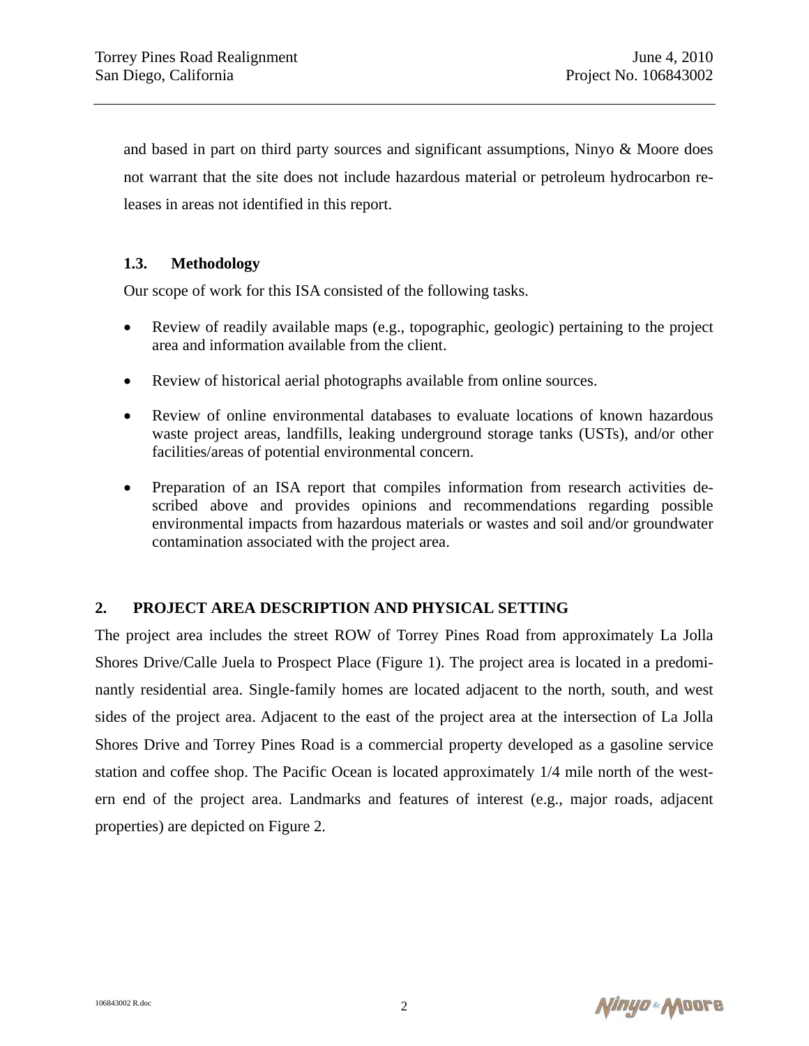and based in part on third party sources and significant assumptions, Ninyo & Moore does not warrant that the site does not include hazardous material or petroleum hydrocarbon releases in areas not identified in this report.

### 1.3. Methodology

Our scope of work for this ISA consisted of the following tasks.

- Review of readily available maps (e.g., topographic, geologic) pertaining to the project area and information available from the client.
- Review of historical aerial photographs available from online sources.
- Review of online environmental databases to evaluate locations of known hazardous waste project areas, landfills, leaking underground storage tanks (USTs), and/or other facilities/areas of potential environmental concern.
- Preparation of an ISA report that compiles information from research activities described above and provides opinions and recommendations regarding possible environmental impacts from hazardous materials or wastes and soil and/or groundwater contamination associated with the project area.

## 2. PROJECT AREA DESCRIPTION AND PHYSICAL SETTING

The project area includes the street ROW of Torrey Pines Road from approximately La Jolla Shores Drive/Calle Juela to Prospect Place (Figure 1). The project area is located in a predominantly residential area. Single-family homes are located adjacent to the north, south, and west sides of the project area. Adjacent to the east of the project area at the intersection of La Jolla Shores Drive and Torrey Pines Road is a commercial property developed as a gasoline service station and coffee shop. The Pacific Ocean is located approximately 1/4 mile north of the western end of the project area. Landmarks and features of interest (e.g., major roads, adjacent properties) are depicted on Figure 2.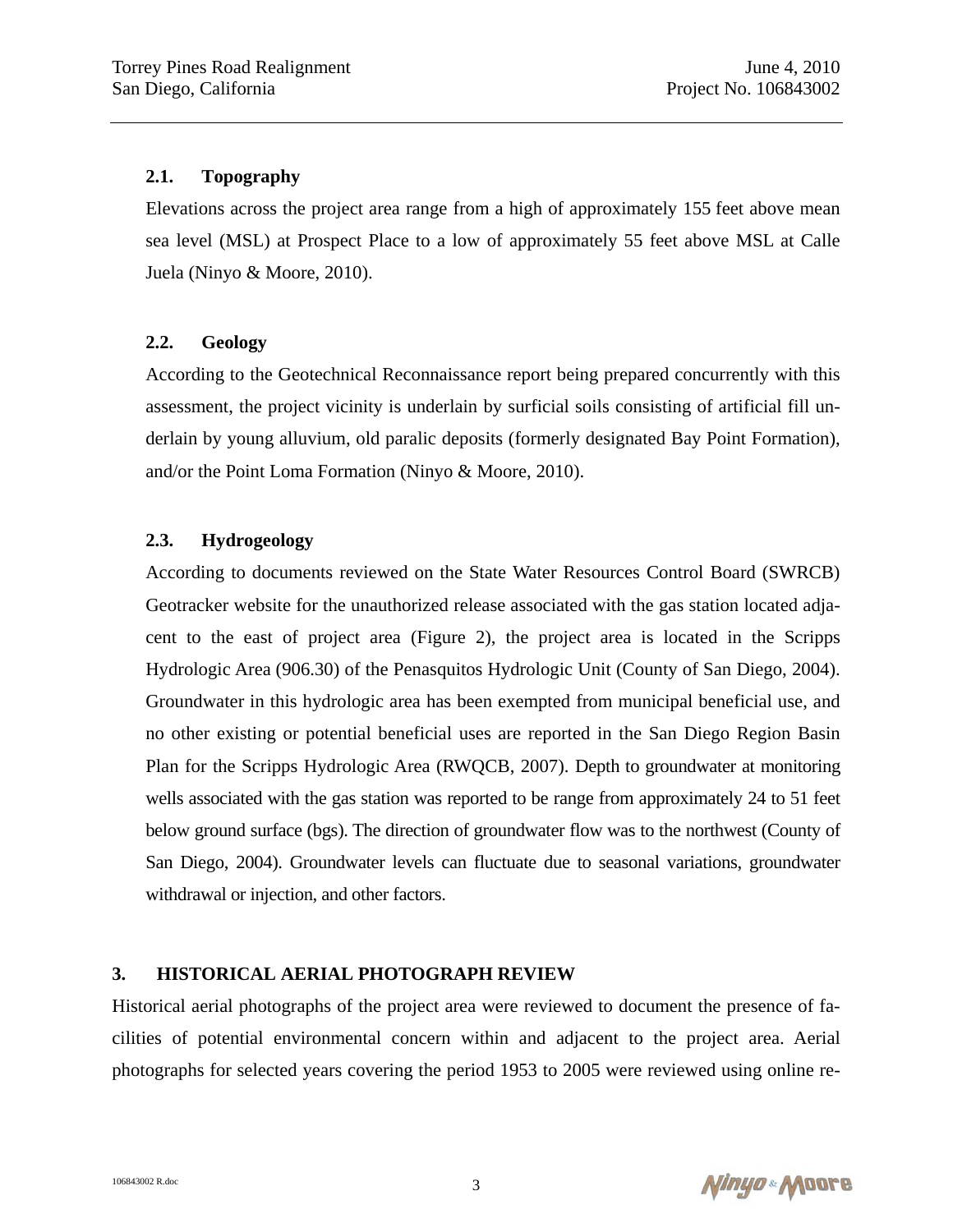### 2.1. Topography

Elevations across the project area range from a high of approximately 155 feet above mean sea level (MSL) at Prospect Place to a low of approximately 55 feet above MSL at Calle Juela (Ninyo & Moore, 2010).

### 2.2. Geology

According to the Geotechnical Reconnaissance report being prepared concurrently with this assessment, the project vicinity is underlain by surficial soils consisting of artificial fill underlain by young alluvium, old paralic deposits (formerly designated Bay Point Formation), and/or the Point Loma Formation (Ninyo & Moore, 2010).

### 2.3. Hydrogeology

According to documents reviewed on the State Water Resources Control Board (SWRCB) Geotracker website for the unauthorized release associated with the gas station located adjacent to the east of project area (Figure 2), the project area is located in the Scripps Hydrologic Area (906.30) of the Penasquitos Hydrologic Unit (County of San Diego, 2004). Groundwater in this hydrologic area has been exempted from municipal beneficial use, and no other existing or potential beneficial uses are reported in the San Diego Region Basin Plan for the Scripps Hydrologic Area (RWQCB, 2007). Depth to groundwater at monitoring wells associated with the gas station was reported to be range from approximately 24 to 51 feet below ground surface (bgs). The direction of groundwater flow was to the northwest (County of San Diego, 2004). Groundwater levels can fluctuate due to seasonal variations, groundwater withdrawal or injection, and other factors.

## 3. HISTORICAL AERIAL PHOTOGRAPH REVIEW

Historical aerial photographs of the project area were reviewed to document the presence of facilities of potential environmental concern within and adjacent to the project area. Aerial photographs for selected years covering the period 1953 to 2005 were reviewed using online re-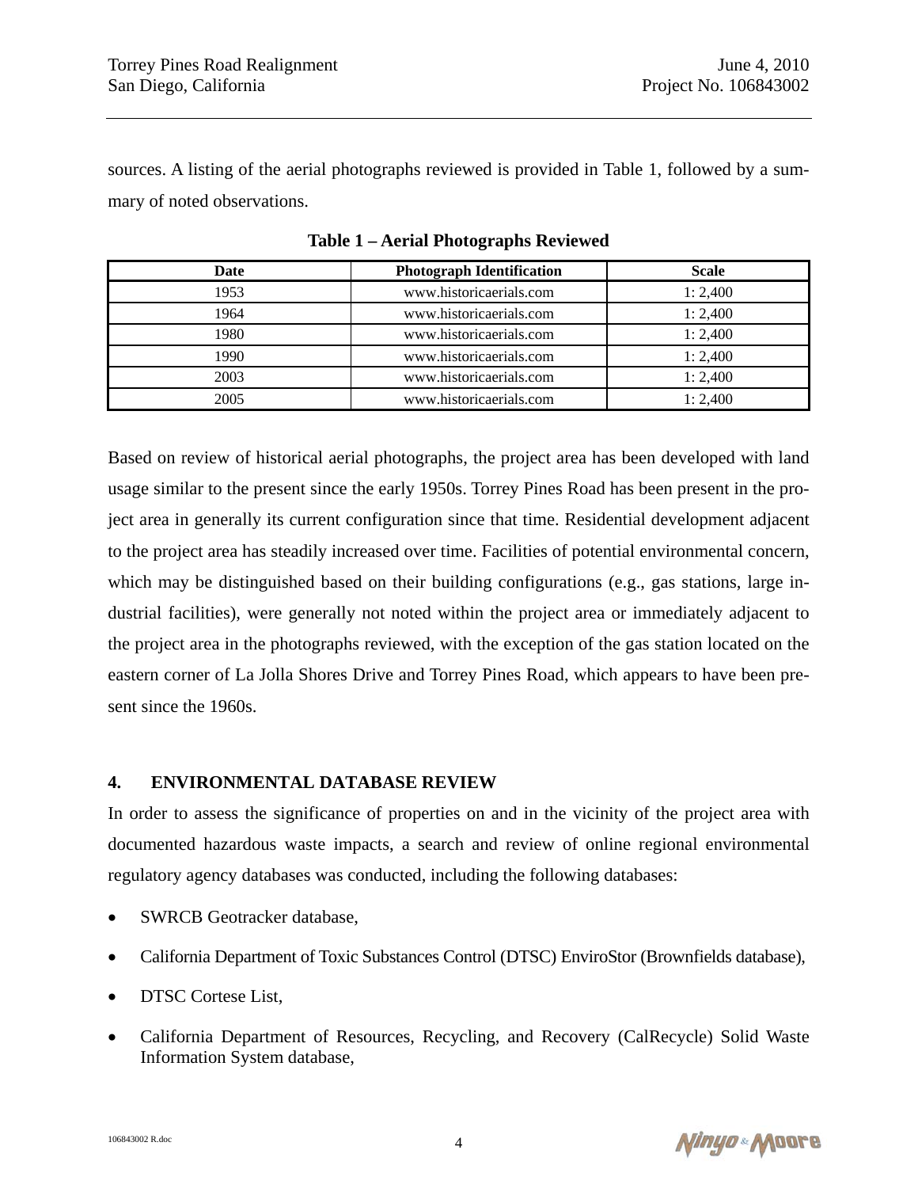sources. A listing of the aerial photographs reviewed is provided in Table 1, followed by a summary of noted observations.

**Table 1 – Aerial Photographs Reviewed**

| Date | Photograph Identification | Scale |
|---|---|---|
| 1953 | www.historicaerials.com | 1: 2,400 |
| 1964 | www.historicaerials.com | 1: 2,400 |
| 1980 | www.historicaerials.com | 1: 2,400 |
| 1990 | www.historicaerials.com | 1: 2,400 |
| 2003 | www.historicaerials.com | 1: 2,400 |
| 2005 | www.historicaerials.com | 1: 2,400 |

Based on review of historical aerial photographs, the project area has been developed with land usage similar to the present since the early 1950s. Torrey Pines Road has been present in the project area in generally its current configuration since that time. Residential development adjacent to the project area has steadily increased over time. Facilities of potential environmental concern, which may be distinguished based on their building configurations (e.g., gas stations, large industrial facilities), were generally not noted within the project area or immediately adjacent to the project area in the photographs reviewed, with the exception of the gas station located on the eastern corner of La Jolla Shores Drive and Torrey Pines Road, which appears to have been present since the 1960s.

## 4. ENVIRONMENTAL DATABASE REVIEW

In order to assess the significance of properties on and in the vicinity of the project area with documented hazardous waste impacts, a search and review of online regional environmental regulatory agency databases was conducted, including the following databases:

- SWRCB Geotracker database,
- California Department of Toxic Substances Control (DTSC) EnviroStor (Brownfields database),
- DTSC Cortese List,
- California Department of Resources, Recycling, and Recovery (CalRecycle) Solid Waste Information System database,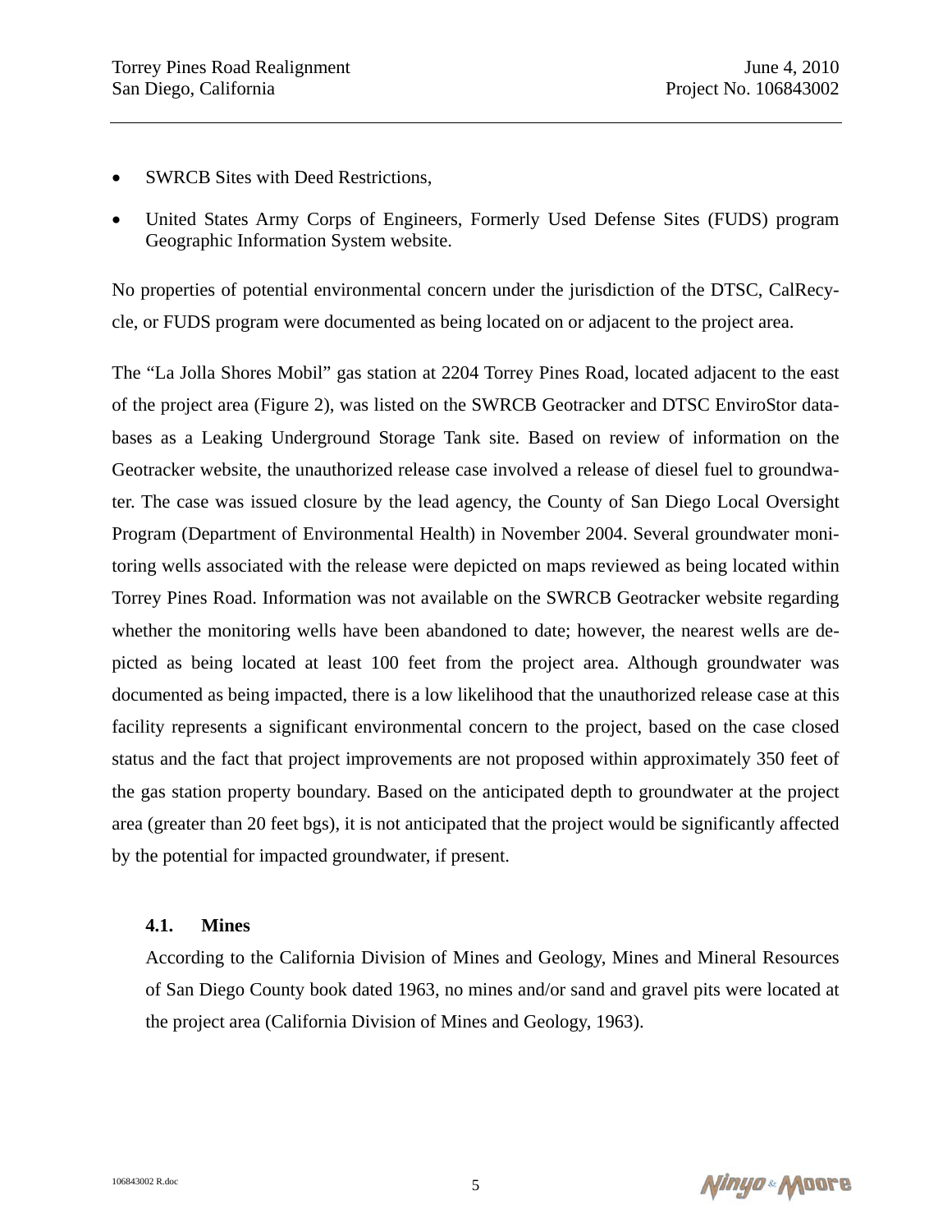- SWRCB Sites with Deed Restrictions,
- United States Army Corps of Engineers, Formerly Used Defense Sites (FUDS) program Geographic Information System website.

No properties of potential environmental concern under the jurisdiction of the DTSC, CalRecycle, or FUDS program were documented as being located on or adjacent to the project area.

The "La Jolla Shores Mobil" gas station at 2204 Torrey Pines Road, located adjacent to the east of the project area (Figure 2), was listed on the SWRCB Geotracker and DTSC EnviroStor databases as a Leaking Underground Storage Tank site. Based on review of information on the Geotracker website, the unauthorized release case involved a release of diesel fuel to groundwater. The case was issued closure by the lead agency, the County of San Diego Local Oversight Program (Department of Environmental Health) in November 2004. Several groundwater monitoring wells associated with the release were depicted on maps reviewed as being located within Torrey Pines Road. Information was not available on the SWRCB Geotracker website regarding whether the monitoring wells have been abandoned to date; however, the nearest wells are depicted as being located at least 100 feet from the project area. Although groundwater was documented as being impacted, there is a low likelihood that the unauthorized release case at this facility represents a significant environmental concern to the project, based on the case closed status and the fact that project improvements are not proposed within approximately 350 feet of the gas station property boundary. Based on the anticipated depth to groundwater at the project area (greater than 20 feet bgs), it is not anticipated that the project would be significantly affected by the potential for impacted groundwater, if present.

### 4.1. Mines

According to the California Division of Mines and Geology, Mines and Mineral Resources of San Diego County book dated 1963, no mines and/or sand and gravel pits were located at the project area (California Division of Mines and Geology, 1963).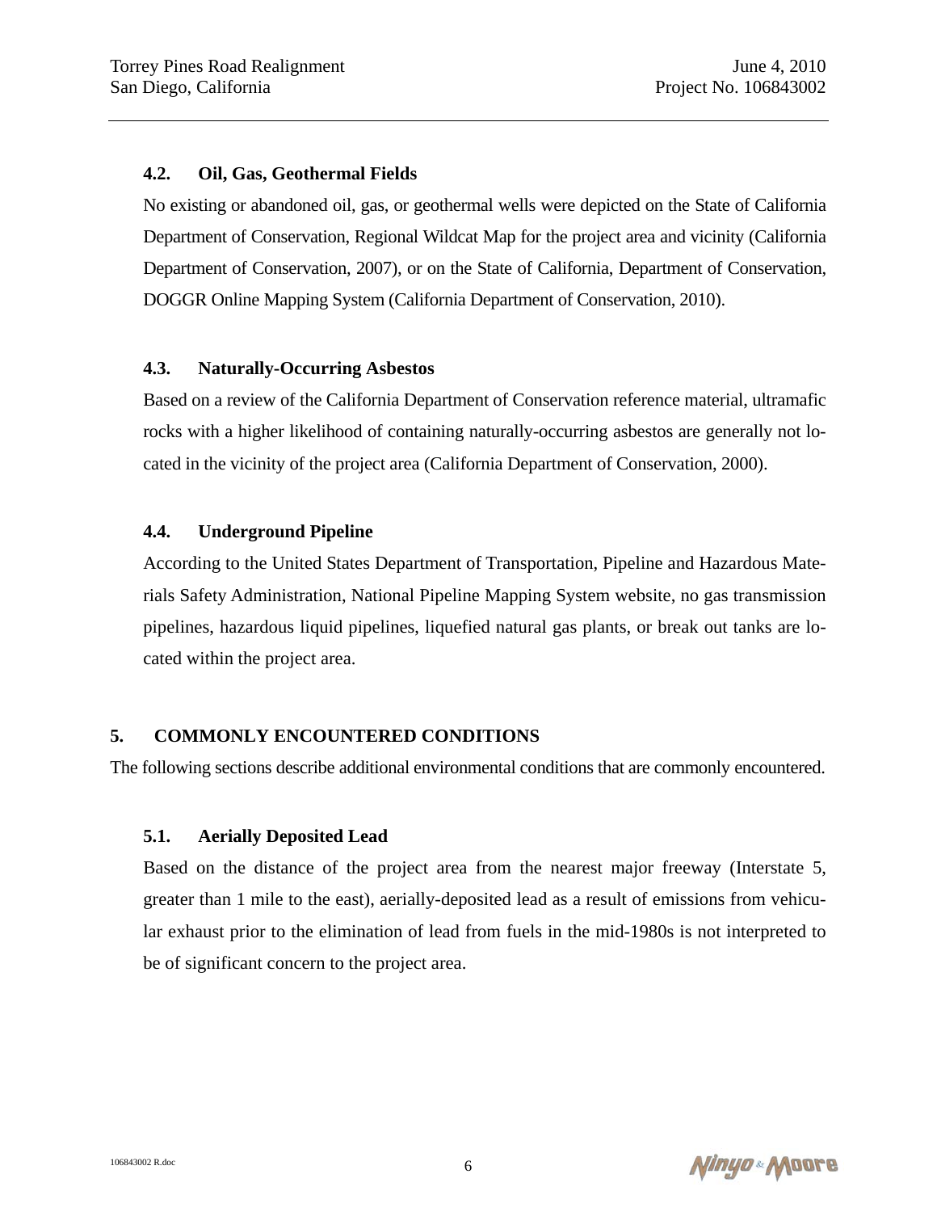### 4.2. Oil, Gas, Geothermal Fields

No existing or abandoned oil, gas, or geothermal wells were depicted on the State of California Department of Conservation, Regional Wildcat Map for the project area and vicinity (California Department of Conservation, 2007), or on the State of California, Department of Conservation, DOGGR Online Mapping System (California Department of Conservation, 2010).

### 4.3. Naturally-Occurring Asbestos

Based on a review of the California Department of Conservation reference material, ultramafic rocks with a higher likelihood of containing naturally-occurring asbestos are generally not located in the vicinity of the project area (California Department of Conservation, 2000).

### 4.4. Underground Pipeline

According to the United States Department of Transportation, Pipeline and Hazardous Materials Safety Administration, National Pipeline Mapping System website, no gas transmission pipelines, hazardous liquid pipelines, liquefied natural gas plants, or break out tanks are located within the project area.

## 5. COMMONLY ENCOUNTERED CONDITIONS

The following sections describe additional environmental conditions that are commonly encountered.

### 5.1. Aerially Deposited Lead

Based on the distance of the project area from the nearest major freeway (Interstate 5, greater than 1 mile to the east), aerially-deposited lead as a result of emissions from vehicular exhaust prior to the elimination of lead from fuels in the mid-1980s is not interpreted to be of significant concern to the project area.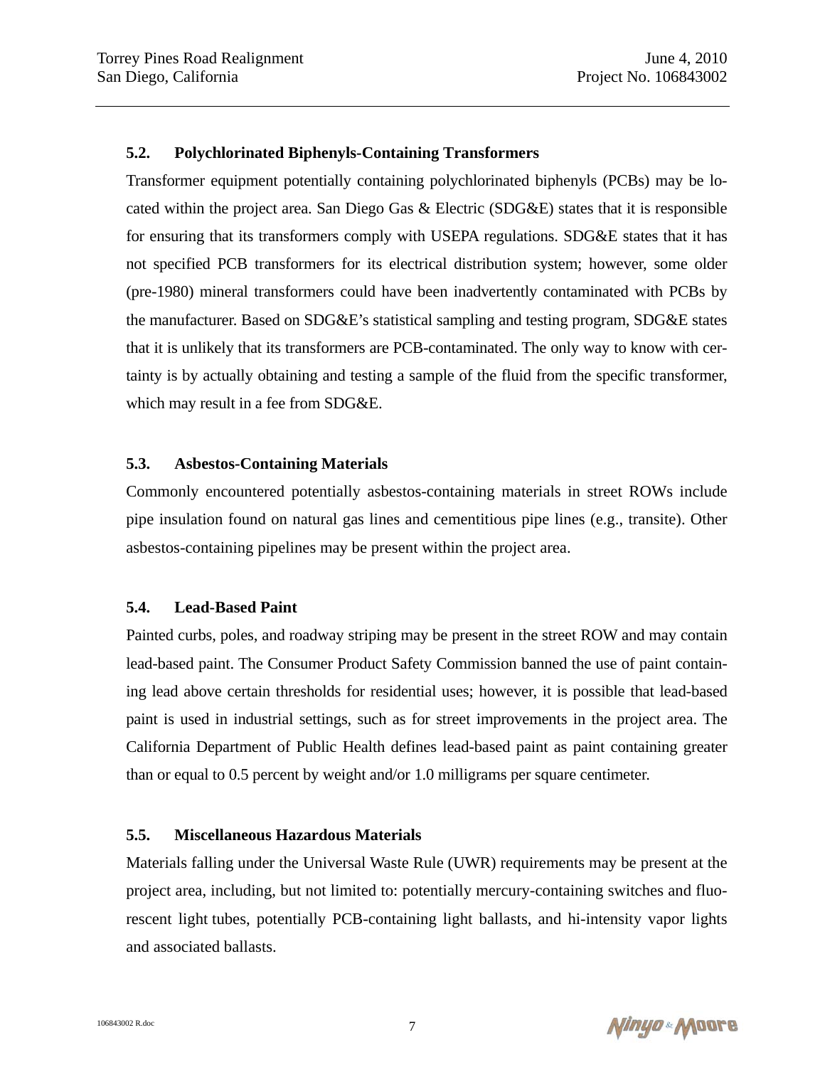### 5.2. Polychlorinated Biphenyls-Containing Transformers

Transformer equipment potentially containing polychlorinated biphenyls (PCBs) may be located within the project area. San Diego Gas & Electric (SDG&E) states that it is responsible for ensuring that its transformers comply with USEPA regulations. SDG&E states that it has not specified PCB transformers for its electrical distribution system; however, some older (pre-1980) mineral transformers could have been inadvertently contaminated with PCBs by the manufacturer. Based on SDG&E's statistical sampling and testing program, SDG&E states that it is unlikely that its transformers are PCB-contaminated. The only way to know with certainty is by actually obtaining and testing a sample of the fluid from the specific transformer, which may result in a fee from SDG&E.

### 5.3. Asbestos-Containing Materials

Commonly encountered potentially asbestos-containing materials in street ROWs include pipe insulation found on natural gas lines and cementitious pipe lines (e.g., transite). Other asbestos-containing pipelines may be present within the project area.

### 5.4. Lead-Based Paint

Painted curbs, poles, and roadway striping may be present in the street ROW and may contain lead-based paint. The Consumer Product Safety Commission banned the use of paint containing lead above certain thresholds for residential uses; however, it is possible that lead-based paint is used in industrial settings, such as for street improvements in the project area. The California Department of Public Health defines lead-based paint as paint containing greater than or equal to 0.5 percent by weight and/or 1.0 milligrams per square centimeter.

### 5.5. Miscellaneous Hazardous Materials

Materials falling under the Universal Waste Rule (UWR) requirements may be present at the project area, including, but not limited to: potentially mercury-containing switches and fluorescent light tubes, potentially PCB-containing light ballasts, and hi-intensity vapor lights and associated ballasts.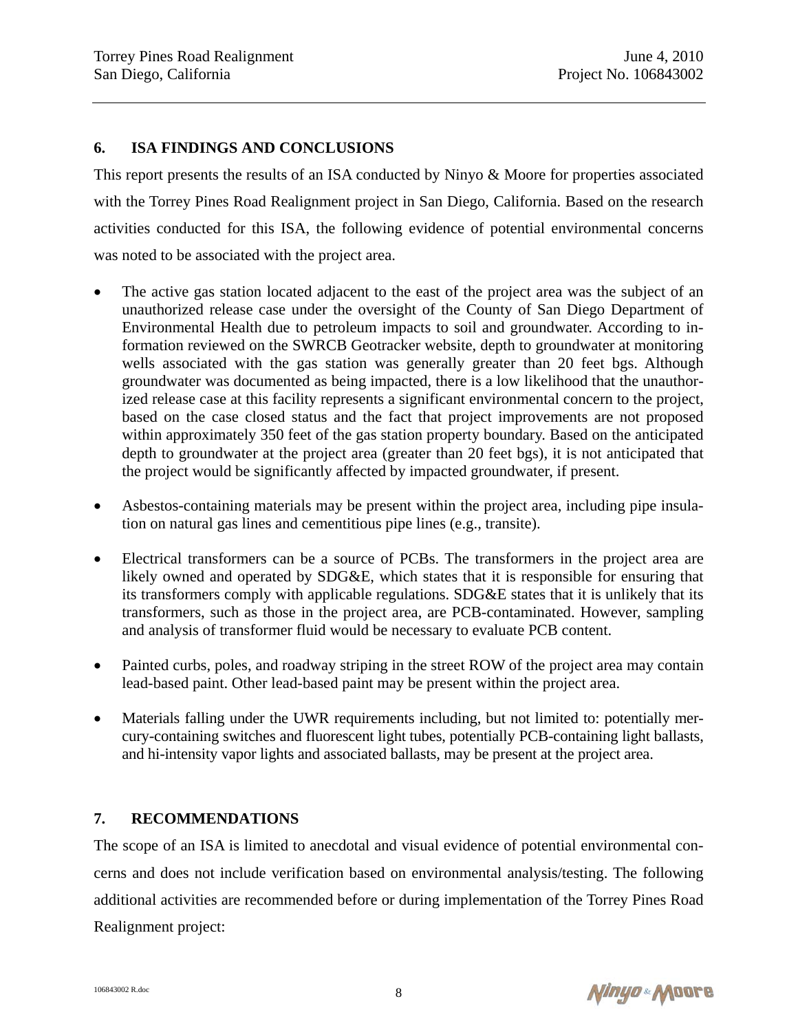## 6. ISA FINDINGS AND CONCLUSIONS

This report presents the results of an ISA conducted by Ninyo & Moore for properties associated with the Torrey Pines Road Realignment project in San Diego, California. Based on the research activities conducted for this ISA, the following evidence of potential environmental concerns was noted to be associated with the project area.

- The active gas station located adjacent to the east of the project area was the subject of an unauthorized release case under the oversight of the County of San Diego Department of Environmental Health due to petroleum impacts to soil and groundwater. According to information reviewed on the SWRCB Geotracker website, depth to groundwater at monitoring wells associated with the gas station was generally greater than 20 feet bgs. Although groundwater was documented as being impacted, there is a low likelihood that the unauthorized release case at this facility represents a significant environmental concern to the project, based on the case closed status and the fact that project improvements are not proposed within approximately 350 feet of the gas station property boundary. Based on the anticipated depth to groundwater at the project area (greater than 20 feet bgs), it is not anticipated that the project would be significantly affected by impacted groundwater, if present.

- Asbestos-containing materials may be present within the project area, including pipe insulation on natural gas lines and cementitious pipe lines (e.g., transite).

- Electrical transformers can be a source of PCBs. The transformers in the project area are likely owned and operated by SDG&E, which states that it is responsible for ensuring that its transformers comply with applicable regulations. SDG&E states that it is unlikely that its transformers, such as those in the project area, are PCB-contaminated. However, sampling and analysis of transformer fluid would be necessary to evaluate PCB content.

- Painted curbs, poles, and roadway striping in the street ROW of the project area may contain lead-based paint. Other lead-based paint may be present within the project area.

- Materials falling under the UWR requirements including, but not limited to: potentially mercury-containing switches and fluorescent light tubes, potentially PCB-containing light ballasts, and hi-intensity vapor lights and associated ballasts, may be present at the project area.

## 7. RECOMMENDATIONS

The scope of an ISA is limited to anecdotal and visual evidence of potential environmental concerns and does not include verification based on environmental analysis/testing. The following additional activities are recommended before or during implementation of the Torrey Pines Road Realignment project: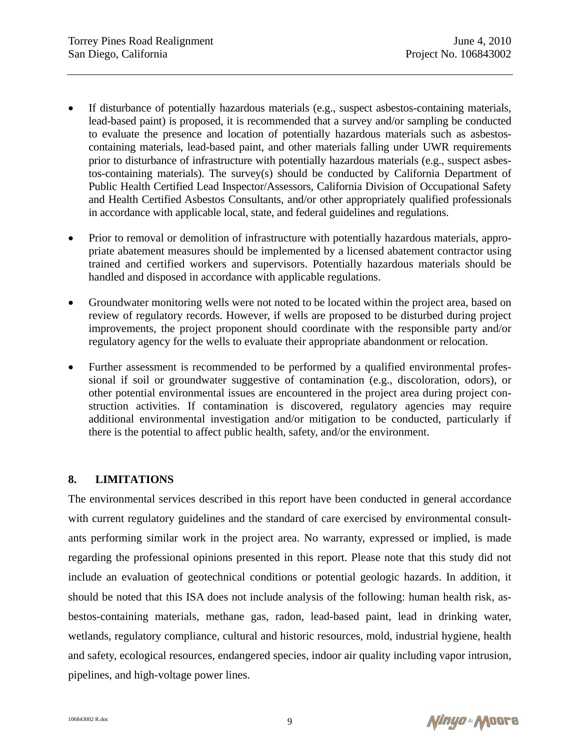- If disturbance of potentially hazardous materials (e.g., suspect asbestos-containing materials, lead-based paint) is proposed, it is recommended that a survey and/or sampling be conducted to evaluate the presence and location of potentially hazardous materials such as asbestos-containing materials, lead-based paint, and other materials falling under UWR requirements prior to disturbance of infrastructure with potentially hazardous materials (e.g., suspect asbestos-containing materials). The survey(s) should be conducted by California Department of Public Health Certified Lead Inspector/Assessors, California Division of Occupational Safety and Health Certified Asbestos Consultants, and/or other appropriately qualified professionals in accordance with applicable local, state, and federal guidelines and regulations.

- Prior to removal or demolition of infrastructure with potentially hazardous materials, appropriate abatement measures should be implemented by a licensed abatement contractor using trained and certified workers and supervisors. Potentially hazardous materials should be handled and disposed in accordance with applicable regulations.

- Groundwater monitoring wells were not noted to be located within the project area, based on review of regulatory records. However, if wells are proposed to be disturbed during project improvements, the project proponent should coordinate with the responsible party and/or regulatory agency for the wells to evaluate their appropriate abandonment or relocation.

- Further assessment is recommended to be performed by a qualified environmental professional if soil or groundwater suggestive of contamination (e.g., discoloration, odors), or other potential environmental issues are encountered in the project area during project construction activities. If contamination is discovered, regulatory agencies may require additional environmental investigation and/or mitigation to be conducted, particularly if there is the potential to affect public health, safety, and/or the environment.

## 8. LIMITATIONS

The environmental services described in this report have been conducted in general accordance with current regulatory guidelines and the standard of care exercised by environmental consultants performing similar work in the project area. No warranty, expressed or implied, is made regarding the professional opinions presented in this report. Please note that this study did not include an evaluation of geotechnical conditions or potential geologic hazards. In addition, it should be noted that this ISA does not include analysis of the following: human health risk, asbestos-containing materials, methane gas, radon, lead-based paint, lead in drinking water, wetlands, regulatory compliance, cultural and historic resources, mold, industrial hygiene, health and safety, ecological resources, endangered species, indoor air quality including vapor intrusion, pipelines, and high-voltage power lines.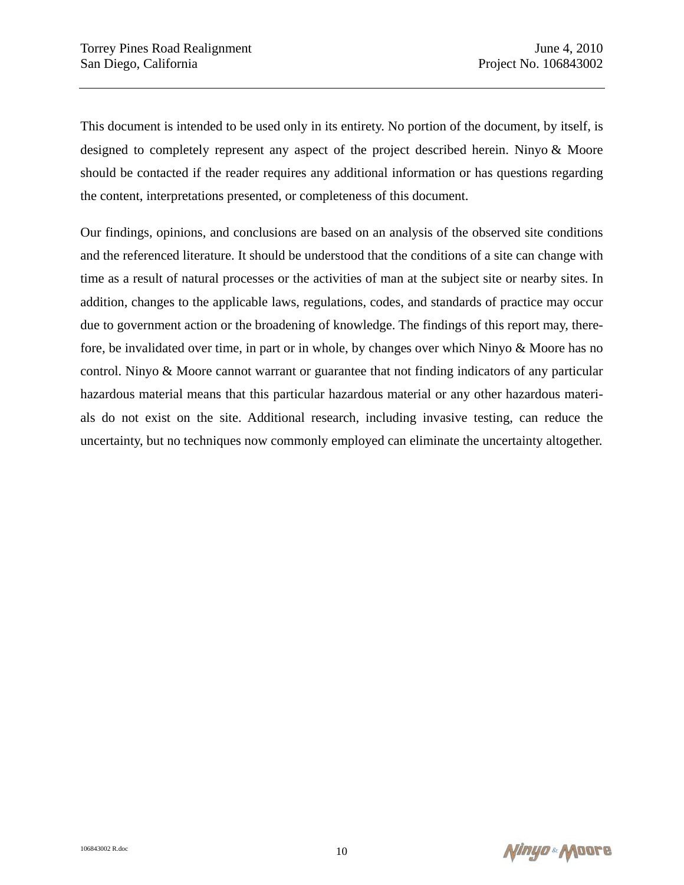This document is intended to be used only in its entirety. No portion of the document, by itself, is designed to completely represent any aspect of the project described herein. Ninyo & Moore should be contacted if the reader requires any additional information or has questions regarding the content, interpretations presented, or completeness of this document.

Our findings, opinions, and conclusions are based on an analysis of the observed site conditions and the referenced literature. It should be understood that the conditions of a site can change with time as a result of natural processes or the activities of man at the subject site or nearby sites. In addition, changes to the applicable laws, regulations, codes, and standards of practice may occur due to government action or the broadening of knowledge. The findings of this report may, therefore, be invalidated over time, in part or in whole, by changes over which Ninyo & Moore has no control. Ninyo & Moore cannot warrant or guarantee that not finding indicators of any particular hazardous material means that this particular hazardous material or any other hazardous materials do not exist on the site. Additional research, including invasive testing, can reduce the uncertainty, but no techniques now commonly employed can eliminate the uncertainty altogether.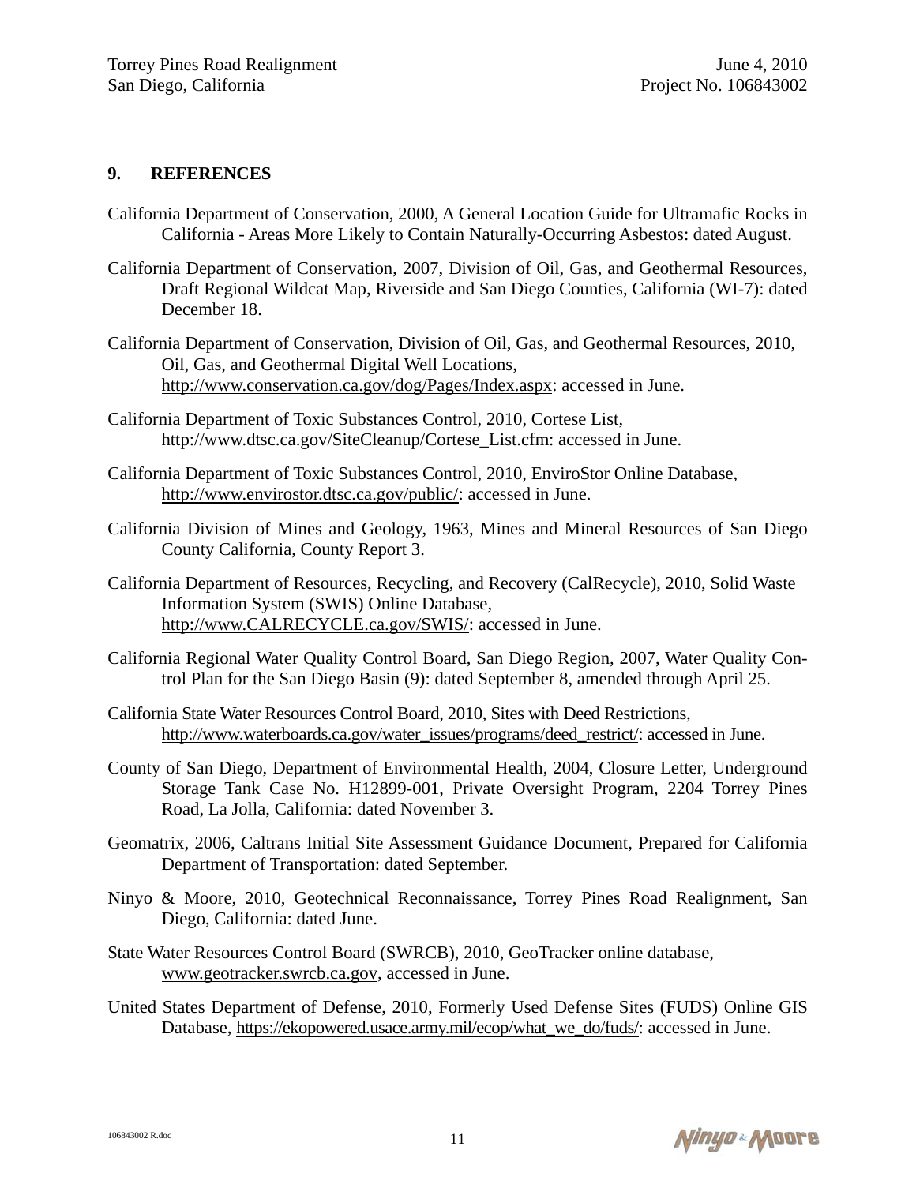## 9. REFERENCES

California Department of Conservation, 2000, A General Location Guide for Ultramafic Rocks in California - Areas More Likely to Contain Naturally-Occurring Asbestos: dated August.

California Department of Conservation, 2007, Division of Oil, Gas, and Geothermal Resources, Draft Regional Wildcat Map, Riverside and San Diego Counties, California (WI-7): dated December 18.

California Department of Conservation, Division of Oil, Gas, and Geothermal Resources, 2010, Oil, Gas, and Geothermal Digital Well Locations, http://www.conservation.ca.gov/dog/Pages/Index.aspx: accessed in June.

California Department of Toxic Substances Control, 2010, Cortese List, http://www.dtsc.ca.gov/SiteCleanup/Cortese_List.cfm: accessed in June.

California Department of Toxic Substances Control, 2010, EnviroStor Online Database, http://www.envirostor.dtsc.ca.gov/public/: accessed in June.

California Division of Mines and Geology, 1963, Mines and Mineral Resources of San Diego County California, County Report 3.

California Department of Resources, Recycling, and Recovery (CalRecycle), 2010, Solid Waste Information System (SWIS) Online Database, http://www.CALRECYCLE.ca.gov/SWIS/: accessed in June.

California Regional Water Quality Control Board, San Diego Region, 2007, Water Quality Control Plan for the San Diego Basin (9): dated September 8, amended through April 25.

California State Water Resources Control Board, 2010, Sites with Deed Restrictions, http://www.waterboards.ca.gov/water_issues/programs/deed_restrict/: accessed in June.

County of San Diego, Department of Environmental Health, 2004, Closure Letter, Underground Storage Tank Case No. H12899-001, Private Oversight Program, 2204 Torrey Pines Road, La Jolla, California: dated November 3.

Geomatrix, 2006, Caltrans Initial Site Assessment Guidance Document, Prepared for California Department of Transportation: dated September.

Ninyo & Moore, 2010, Geotechnical Reconnaissance, Torrey Pines Road Realignment, San Diego, California: dated June.

State Water Resources Control Board (SWRCB), 2010, GeoTracker online database, www.geotracker.swrcb.ca.gov, accessed in June.

United States Department of Defense, 2010, Formerly Used Defense Sites (FUDS) Online GIS Database, https://ekopowered.usace.army.mil/ecop/what_we_do/fuds/: accessed in June.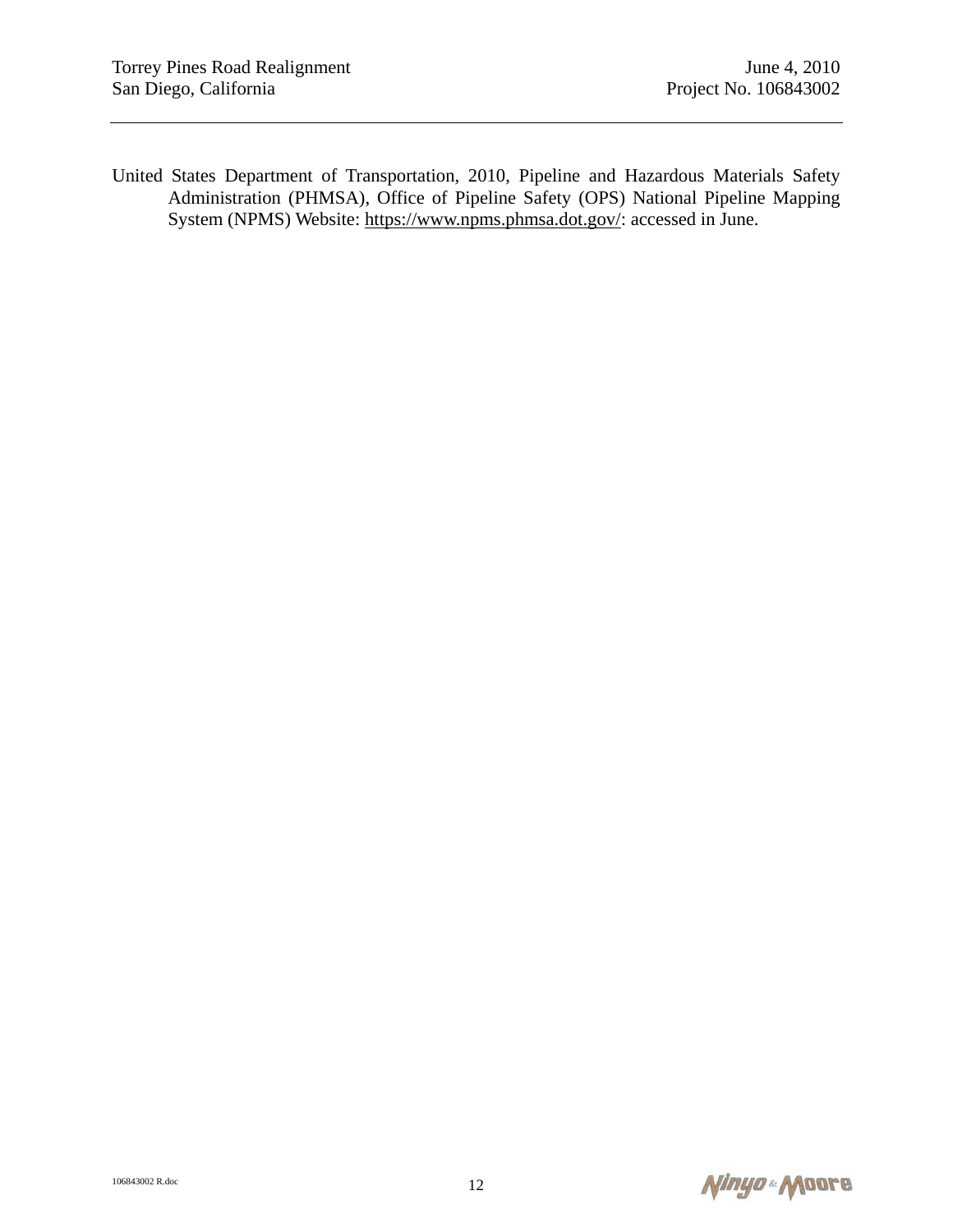United States Department of Transportation, 2010, Pipeline and Hazardous Materials Safety Administration (PHMSA), Office of Pipeline Safety (OPS) National Pipeline Mapping System (NPMS) Website: https://www.npms.phmsa.dot.gov/: accessed in June.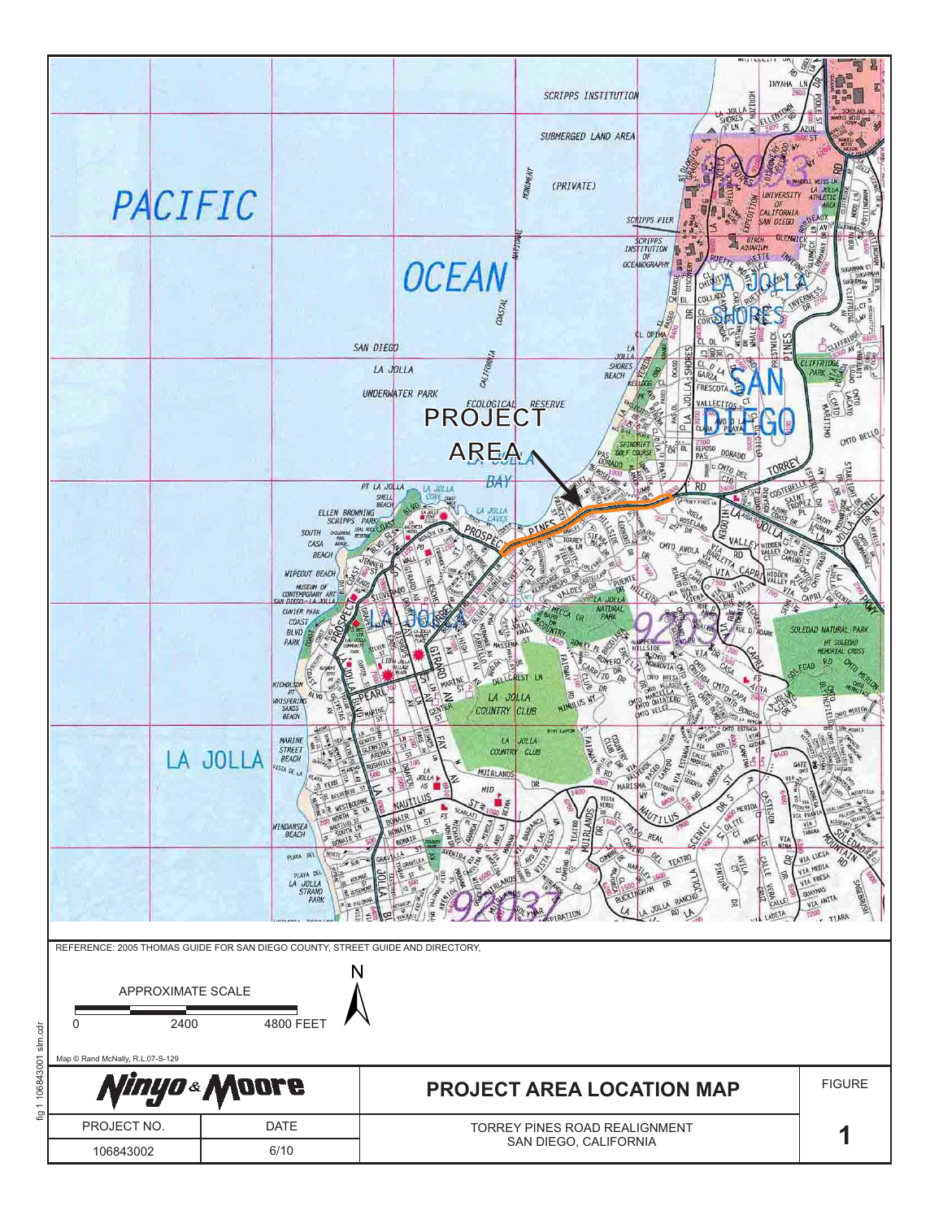PROJECT AREA

REFERENCE: 2005 THOMAS GUIDE FOR SAN DIEGO COUNTY, STREET GUIDE AND DIRECTORY,

APPROXIMATE SCALE

0 2400 4800 FEET

N

Map © Rand McNally, R.L.07-S-129

fig 1 106843001 slm.cdr

| Ninyo & Moore | | PROJECT AREA LOCATION MAP | FIGURE |
|---|---|---|---|
| PROJECT NO. | DATE | TORREY PINES ROAD REALIGNMENT<br>SAN DIEGO, CALIFORNIA | 1 |
| 106843002 | 6/10 | | |